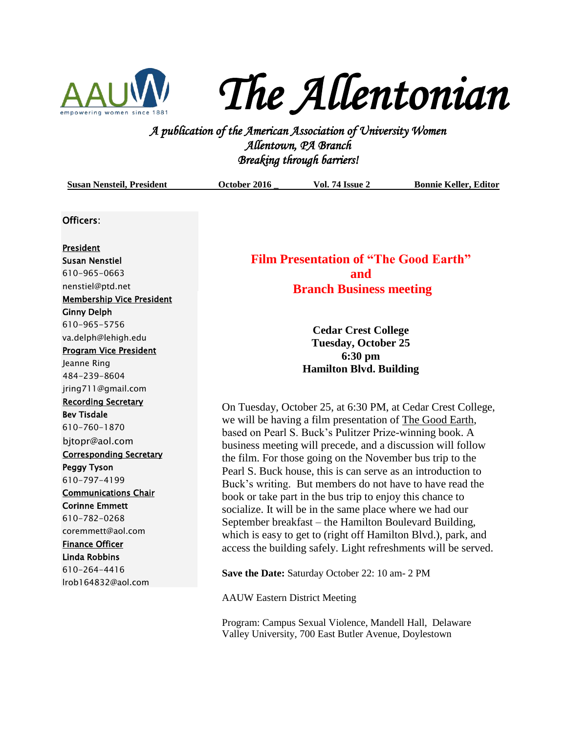# The Allentonian

*A publication of the American Association of University Women*
*Allentown, PA Branch*
*Breaking through barriers!*

**Susan Nensteil, President** | **October 2016 _** | **Vol. 74 Issue 2** | **Bonnie Keller, Editor**

Officers:

President
**Susan Nenstiel**
610-965-0663
nenstiel@ptd.net

Membership Vice President
**Ginny Delph**
610-965-5756
va.delph@lehigh.edu

Program Vice President
Jeanne Ring
484-239-8604
jring711@gmail.com

Recording Secretary
**Bev Tisdale**
610-760-1870
bjtopr@aol.com

Corresponding Secretary
**Peggy Tyson**
610-797-4199

Communications Chair
**Corinne Emmett**
610-782-0268
coremmett@aol.com

Finance Officer
**Linda Robbins**
610-264-4416
lrob164832@aol.com

## Film Presentation of "The Good Earth" and Branch Business meeting

**Cedar Crest College**
**Tuesday, October 25**
**6:30 pm**
**Hamilton Blvd. Building**

On Tuesday, October 25, at 6:30 PM, at Cedar Crest College, we will be having a film presentation of The Good Earth, based on Pearl S. Buck's Pulitzer Prize-winning book. A business meeting will precede, and a discussion will follow the film. For those going on the November bus trip to the Pearl S. Buck house, this is can serve as an introduction to Buck's writing. But members do not have to have read the book or take part in the bus trip to enjoy this chance to socialize. It will be in the same place where we had our September breakfast – the Hamilton Boulevard Building, which is easy to get to (right off Hamilton Blvd.), park, and access the building safely. Light refreshments will be served.

**Save the Date:** Saturday October 22: 10 am- 2 PM

AAUW Eastern District Meeting

Program: Campus Sexual Violence, Mandell Hall, Delaware Valley University, 700 East Butler Avenue, Doylestown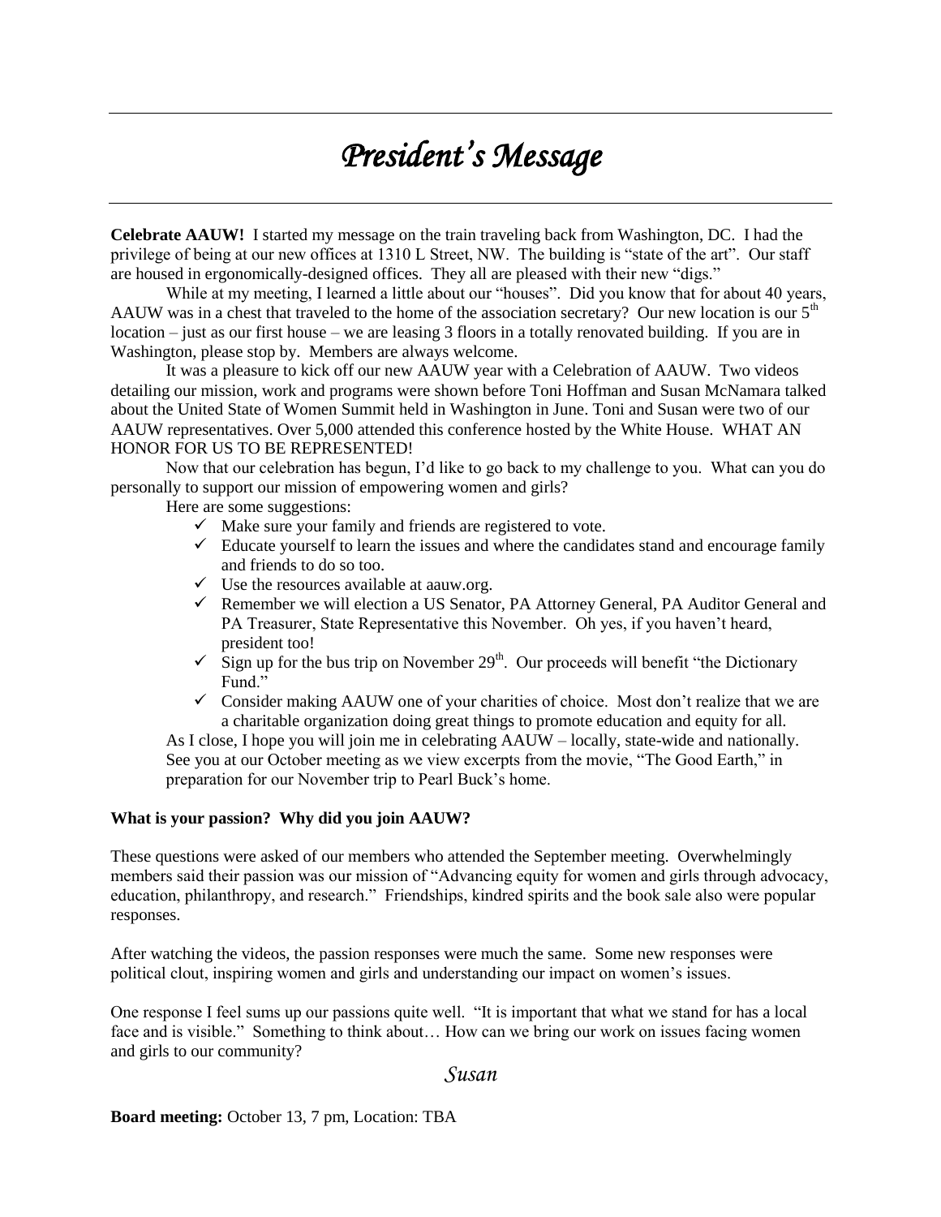# *President's Message*

**Celebrate AAUW!** I started my message on the train traveling back from Washington, DC. I had the privilege of being at our new offices at 1310 L Street, NW. The building is "state of the art". Our staff are housed in ergonomically-designed offices. They all are pleased with their new "digs."

While at my meeting, I learned a little about our "houses". Did you know that for about 40 years, AAUW was in a chest that traveled to the home of the association secretary? Our new location is our 5th location – just as our first house – we are leasing 3 floors in a totally renovated building. If you are in Washington, please stop by. Members are always welcome.

It was a pleasure to kick off our new AAUW year with a Celebration of AAUW. Two videos detailing our mission, work and programs were shown before Toni Hoffman and Susan McNamara talked about the United State of Women Summit held in Washington in June. Toni and Susan were two of our AAUW representatives. Over 5,000 attended this conference hosted by the White House. WHAT AN HONOR FOR US TO BE REPRESENTED!

Now that our celebration has begun, I'd like to go back to my challenge to you. What can you do personally to support our mission of empowering women and girls?

Here are some suggestions:

- ✓ Make sure your family and friends are registered to vote.
- ✓ Educate yourself to learn the issues and where the candidates stand and encourage family and friends to do so too.
- ✓ Use the resources available at aauw.org.
- ✓ Remember we will election a US Senator, PA Attorney General, PA Auditor General and PA Treasurer, State Representative this November. Oh yes, if you haven't heard, president too!
- ✓ Sign up for the bus trip on November 29th. Our proceeds will benefit "the Dictionary Fund."
- ✓ Consider making AAUW one of your charities of choice. Most don't realize that we are a charitable organization doing great things to promote education and equity for all.

As I close, I hope you will join me in celebrating AAUW – locally, state-wide and nationally. See you at our October meeting as we view excerpts from the movie, "The Good Earth," in preparation for our November trip to Pearl Buck's home.

**What is your passion? Why did you join AAUW?**

These questions were asked of our members who attended the September meeting. Overwhelmingly members said their passion was our mission of "Advancing equity for women and girls through advocacy, education, philanthropy, and research." Friendships, kindred spirits and the book sale also were popular responses.

After watching the videos, the passion responses were much the same. Some new responses were political clout, inspiring women and girls and understanding our impact on women's issues.

One response I feel sums up our passions quite well. "It is important that what we stand for has a local face and is visible." Something to think about… How can we bring our work on issues facing women and girls to our community?

*Susan*

**Board meeting:** October 13, 7 pm, Location: TBA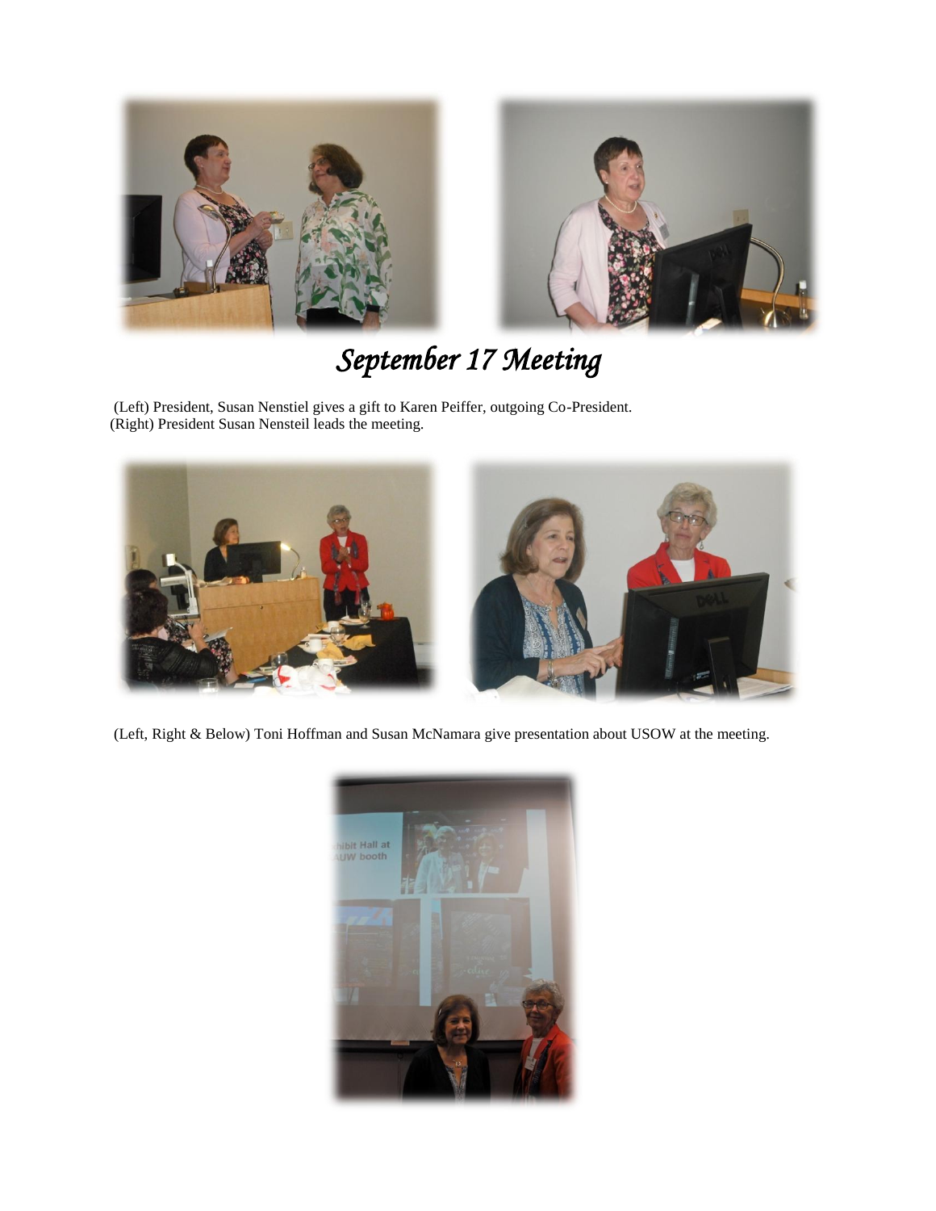# *September 17 Meeting*

(Left) President, Susan Nenstiel gives a gift to Karen Peiffer, outgoing Co-President.
(Right) President Susan Nensteil leads the meeting.

(Left, Right & Below) Toni Hoffman and Susan McNamara give presentation about USOW at the meeting.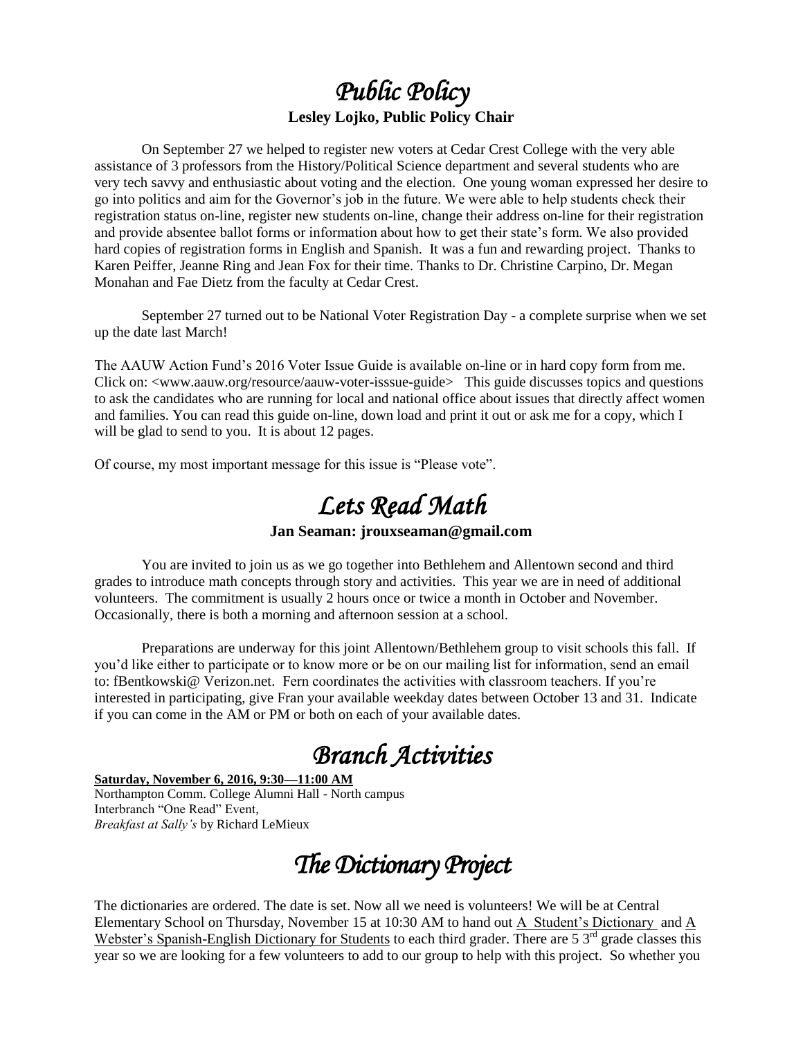# *Public Policy*

**Lesley Lojko, Public Policy Chair**

On September 27 we helped to register new voters at Cedar Crest College with the very able assistance of 3 professors from the History/Political Science department and several students who are very tech savvy and enthusiastic about voting and the election. One young woman expressed her desire to go into politics and aim for the Governor's job in the future. We were able to help students check their registration status on-line, register new students on-line, change their address on-line for their registration and provide absentee ballot forms or information about how to get their state's form. We also provided hard copies of registration forms in English and Spanish. It was a fun and rewarding project. Thanks to Karen Peiffer, Jeanne Ring and Jean Fox for their time. Thanks to Dr. Christine Carpino, Dr. Megan Monahan and Fae Dietz from the faculty at Cedar Crest.

September 27 turned out to be National Voter Registration Day - a complete surprise when we set up the date last March!

The AAUW Action Fund's 2016 Voter Issue Guide is available on-line or in hard copy form from me. Click on: <www.aauw.org/resource/aauw-voter-isssue-guide> This guide discusses topics and questions to ask the candidates who are running for local and national office about issues that directly affect women and families. You can read this guide on-line, down load and print it out or ask me for a copy, which I will be glad to send to you. It is about 12 pages.

Of course, my most important message for this issue is "Please vote".

# *Lets Read Math*

**Jan Seaman: jrouxseaman@gmail.com**

You are invited to join us as we go together into Bethlehem and Allentown second and third grades to introduce math concepts through story and activities. This year we are in need of additional volunteers. The commitment is usually 2 hours once or twice a month in October and November. Occasionally, there is both a morning and afternoon session at a school.

Preparations are underway for this joint Allentown/Bethlehem group to visit schools this fall. If you'd like either to participate or to know more or be on our mailing list for information, send an email to: fBentkowski@ Verizon.net. Fern coordinates the activities with classroom teachers. If you're interested in participating, give Fran your available weekday dates between October 13 and 31. Indicate if you can come in the AM or PM or both on each of your available dates.

# *Branch Activities*

**Saturday, November 6, 2016, 9:30—11:00 AM**
Northampton Comm. College Alumni Hall - North campus
Interbranch "One Read" Event,
*Breakfast at Sally's* by Richard LeMieux

# *The Dictionary Project*

The dictionaries are ordered. The date is set. Now all we need is volunteers! We will be at Central Elementary School on Thursday, November 15 at 10:30 AM to hand out A Student's Dictionary and A Webster's Spanish-English Dictionary for Students to each third grader. There are 5 3rd grade classes this year so we are looking for a few volunteers to add to our group to help with this project. So whether you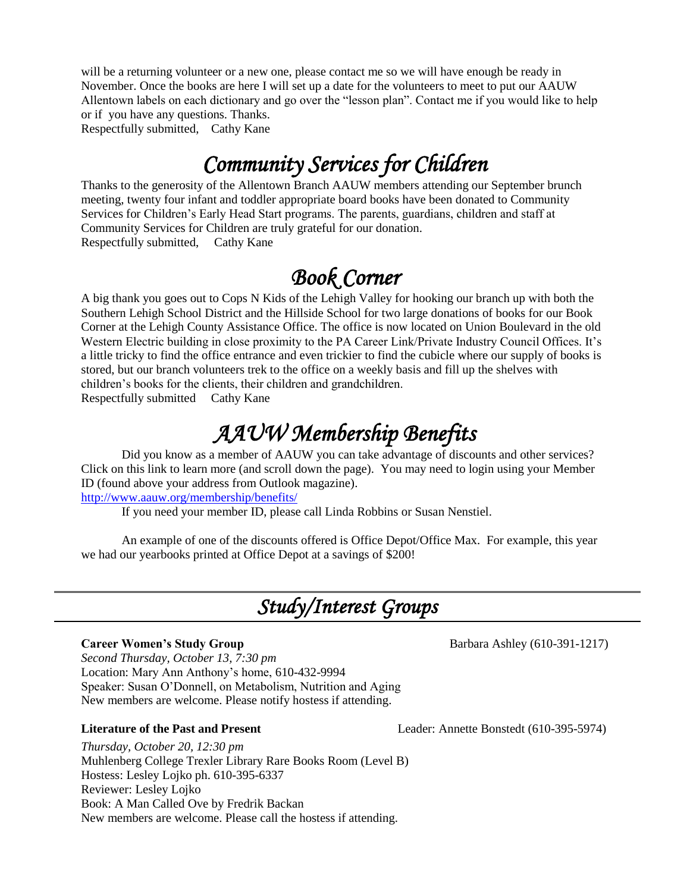will be a returning volunteer or a new one, please contact me so we will have enough be ready in November. Once the books are here I will set up a date for the volunteers to meet to put our AAUW Allentown labels on each dictionary and go over the "lesson plan". Contact me if you would like to help or if you have any questions. Thanks.
Respectfully submitted, Cathy Kane

# *Community Services for Children*

Thanks to the generosity of the Allentown Branch AAUW members attending our September brunch meeting, twenty four infant and toddler appropriate board books have been donated to Community Services for Children's Early Head Start programs. The parents, guardians, children and staff at Community Services for Children are truly grateful for our donation.
Respectfully submitted, Cathy Kane

# *Book Corner*

A big thank you goes out to Cops N Kids of the Lehigh Valley for hooking our branch up with both the Southern Lehigh School District and the Hillside School for two large donations of books for our Book Corner at the Lehigh County Assistance Office. The office is now located on Union Boulevard in the old Western Electric building in close proximity to the PA Career Link/Private Industry Council Offices. It's a little tricky to find the office entrance and even trickier to find the cubicle where our supply of books is stored, but our branch volunteers trek to the office on a weekly basis and fill up the shelves with children's books for the clients, their children and grandchildren.
Respectfully submitted Cathy Kane

# *AAUW Membership Benefits*

Did you know as a member of AAUW you can take advantage of discounts and other services? Click on this link to learn more (and scroll down the page). You may need to login using your Member ID (found above your address from Outlook magazine).
http://www.aauw.org/membership/benefits/

If you need your member ID, please call Linda Robbins or Susan Nenstiel.

An example of one of the discounts offered is Office Depot/Office Max. For example, this year we had our yearbooks printed at Office Depot at a savings of $200!

---

# *Study/Interest Groups*

---

**Career Women's Study Group** Barbara Ashley (610-391-1217)
*Second Thursday, October 13, 7:30 pm*
Location: Mary Ann Anthony's home, 610-432-9994
Speaker: Susan O'Donnell, on Metabolism, Nutrition and Aging
New members are welcome. Please notify hostess if attending.

**Literature of the Past and Present** Leader: Annette Bonstedt (610-395-5974)

*Thursday, October 20, 12:30 pm*
Muhlenberg College Trexler Library Rare Books Room (Level B)
Hostess: Lesley Lojko ph. 610-395-6337
Reviewer: Lesley Lojko
Book: A Man Called Ove by Fredrik Backan
New members are welcome. Please call the hostess if attending.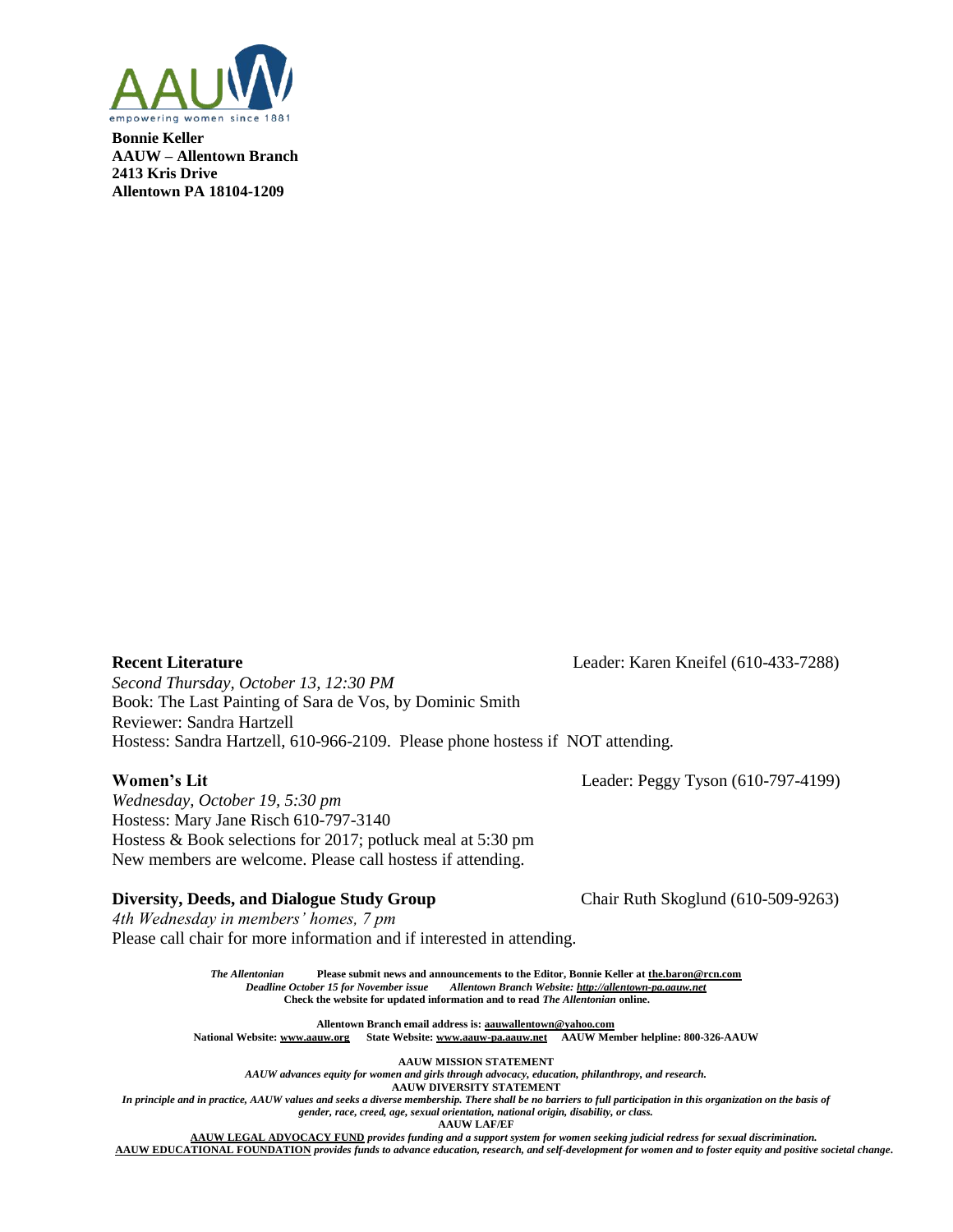AAUW
empowering women since 1881

**Bonnie Keller**
**AAUW – Allentown Branch**
**2413 Kris Drive**
**Allentown PA 18104-1209**

**Recent Literature** Leader: Karen Kneifel (610-433-7288)

*Second Thursday, October 13, 12:30 PM*
Book: The Last Painting of Sara de Vos, by Dominic Smith
Reviewer: Sandra Hartzell
Hostess: Sandra Hartzell, 610-966-2109. Please phone hostess if NOT attending.

**Women's Lit** Leader: Peggy Tyson (610-797-4199)

*Wednesday, October 19, 5:30 pm*
Hostess: Mary Jane Risch 610-797-3140
Hostess & Book selections for 2017; potluck meal at 5:30 pm
New members are welcome. Please call hostess if attending.

**Diversity, Deeds, and Dialogue Study Group** Chair Ruth Skoglund (610-509-9263)

*4th Wednesday in members' homes, 7 pm*
Please call chair for more information and if interested in attending.

***The Allentonian*** **Please submit news and announcements to the Editor, Bonnie Keller at the.baron@rcn.com**
***Deadline October 15 for November issue Allentown Branch Website: http://allentown-pa.aauw.net***
**Check the website for updated information and to read *The Allentonian* online.**

**Allentown Branch email address is: aauwallentown@yahoo.com**
**National Website: www.aauw.org State Website: www.aauw-pa.aauw.net AAUW Member helpline: 800-326-AAUW**

**AAUW MISSION STATEMENT**
***AAUW advances equity for women and girls through advocacy, education, philanthropy, and research.***
**AAUW DIVERSITY STATEMENT**
***In principle and in practice, AAUW values and seeks a diverse membership. There shall be no barriers to full participation in this organization on the basis of gender, race, creed, age, sexual orientation, national origin, disability, or class.***
**AAUW LAF/EF**
**AAUW LEGAL ADVOCACY FUND** ***provides funding and a support system for women seeking judicial redress for sexual discrimination.***
**AAUW EDUCATIONAL FOUNDATION** ***provides funds to advance education, research, and self-development for women and to foster equity and positive societal change.***